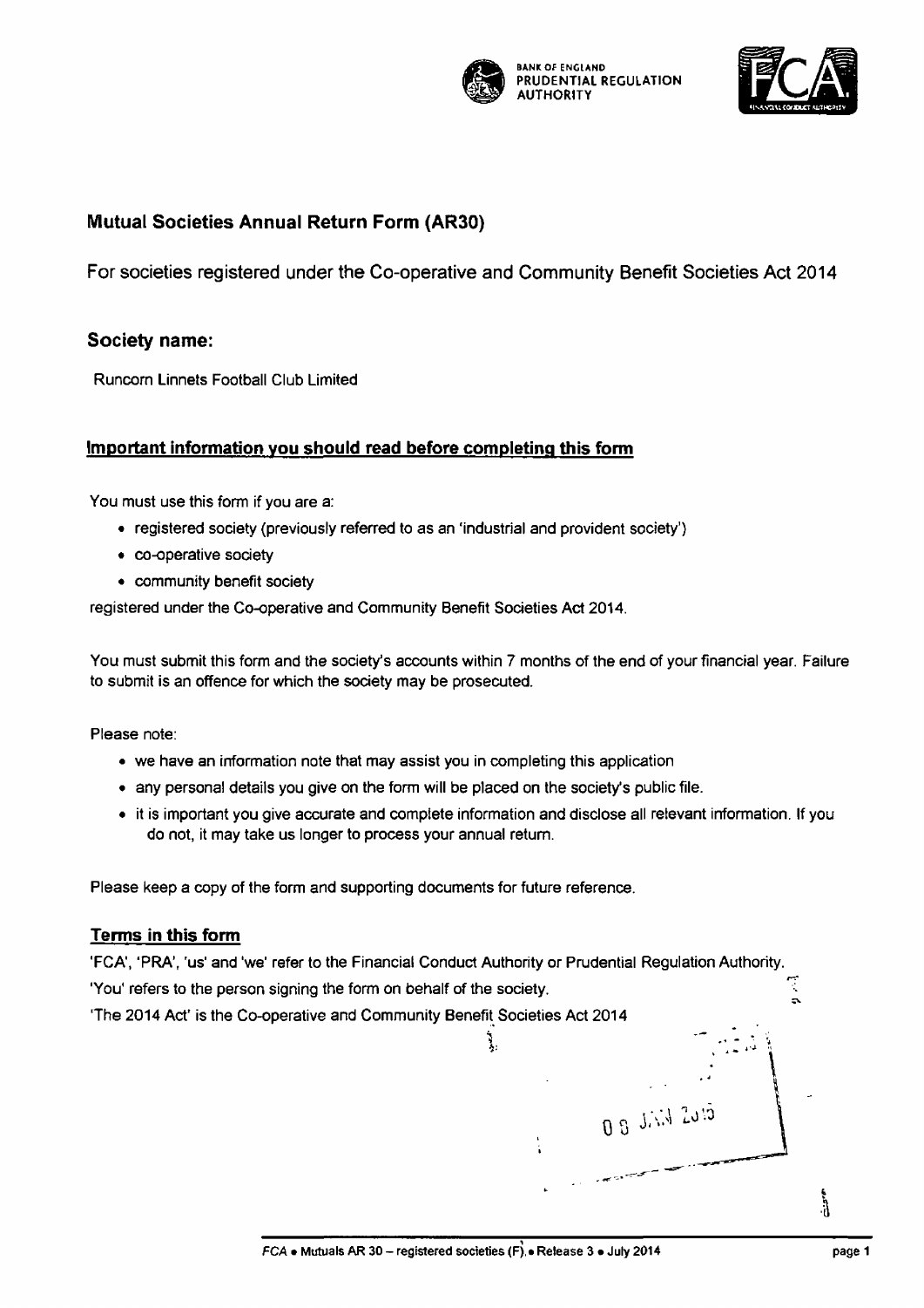BANK OF ENGLAND
PRUDENTIAL REGULATION AUTHORITY

FCA

## Mutual Societies Annual Return Form (AR30)

For societies registered under the Co-operative and Community Benefit Societies Act 2014

### Society name:

Runcorn Linnets Football Club Limited

### Important information you should read before completing this form

You must use this form if you are a:

- registered society (previously referred to as an 'industrial and provident society')
- co-operative society
- community benefit society

registered under the Co-operative and Community Benefit Societies Act 2014.

You must submit this form and the society's accounts within 7 months of the end of your financial year. Failure to submit is an offence for which the society may be prosecuted.

Please note:

- we have an information note that may assist you in completing this application
- any personal details you give on the form will be placed on the society's public file.
- it is important you give accurate and complete information and disclose all relevant information. If you do not, it may take us longer to process your annual return.

Please keep a copy of the form and supporting documents for future reference.

### Terms in this form

'FCA', 'PRA', 'us' and 'we' refer to the Financial Conduct Authority or Prudential Regulation Authority.

'You' refers to the person signing the form on behalf of the society.

'The 2014 Act' is the Co-operative and Community Benefit Societies Act 2014

08 JAN 2015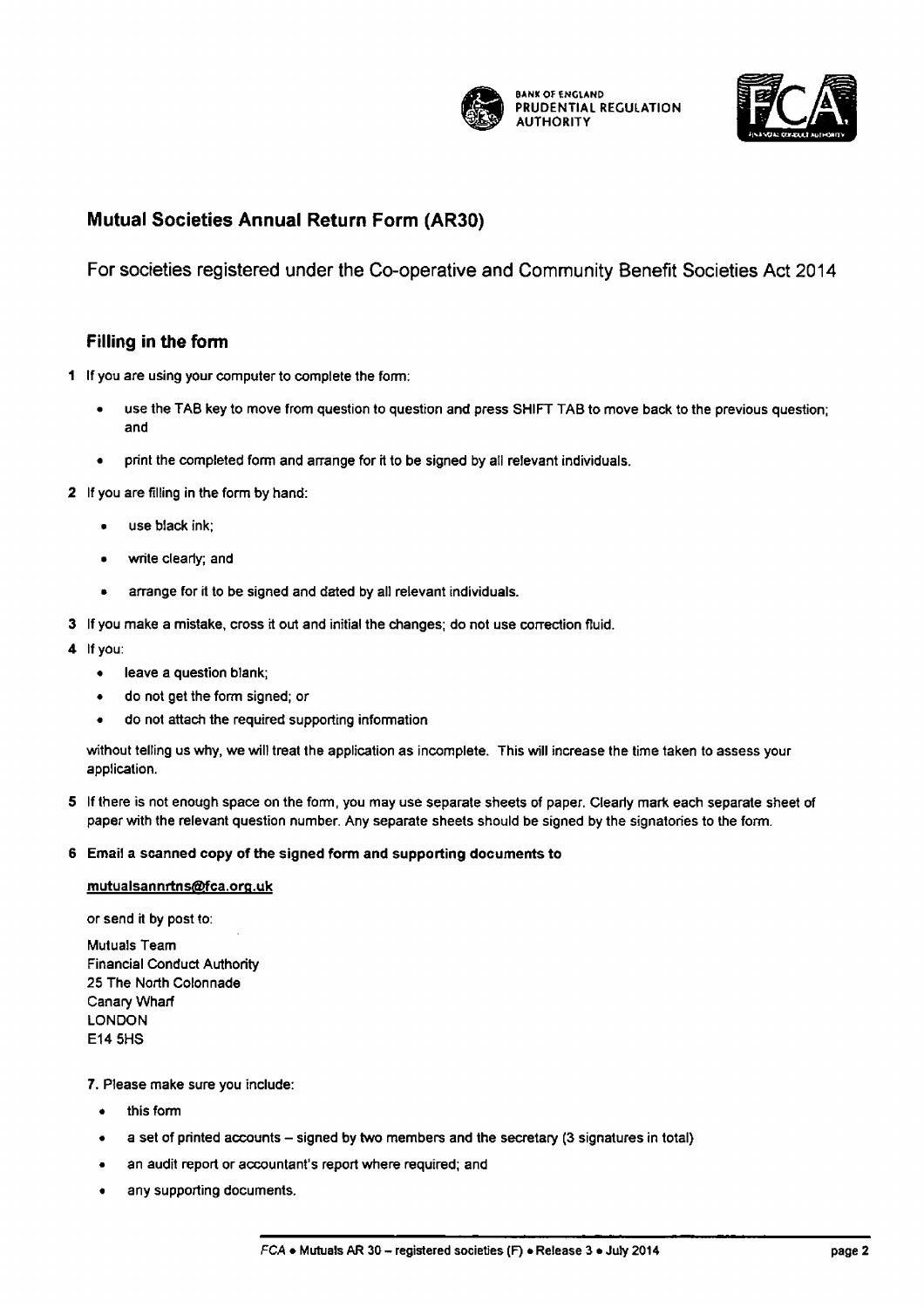BANK OF ENGLAND
PRUDENTIAL REGULATION AUTHORITY

## Mutual Societies Annual Return Form (AR30)

For societies registered under the Co-operative and Community Benefit Societies Act 2014

### Filling in the form

1 If you are using your computer to complete the form:

- use the TAB key to move from question to question and press SHIFT TAB to move back to the previous question; and
- print the completed form and arrange for it to be signed by all relevant individuals.

2 If you are filling in the form by hand:

- use black ink;
- write clearly; and
- arrange for it to be signed and dated by all relevant individuals.

3 If you make a mistake, cross it out and initial the changes; do not use correction fluid.

4 If you:

- leave a question blank;
- do not get the form signed; or
- do not attach the required supporting information

without telling us why, we will treat the application as incomplete. This will increase the time taken to assess your application.

5 If there is not enough space on the form, you may use separate sheets of paper. Clearly mark each separate sheet of paper with the relevant question number. Any separate sheets should be signed by the signatories to the form.

**6 Email a scanned copy of the signed form and supporting documents to**

**mutualsannrtns@fca.org.uk**

or send it by post to:

Mutuals Team
Financial Conduct Authority
25 The North Colonnade
Canary Wharf
LONDON
E14 5HS

7. Please make sure you include:

- this form
- a set of printed accounts – signed by two members and the secretary (3 signatures in total)
- an audit report or accountant's report where required; and
- any supporting documents.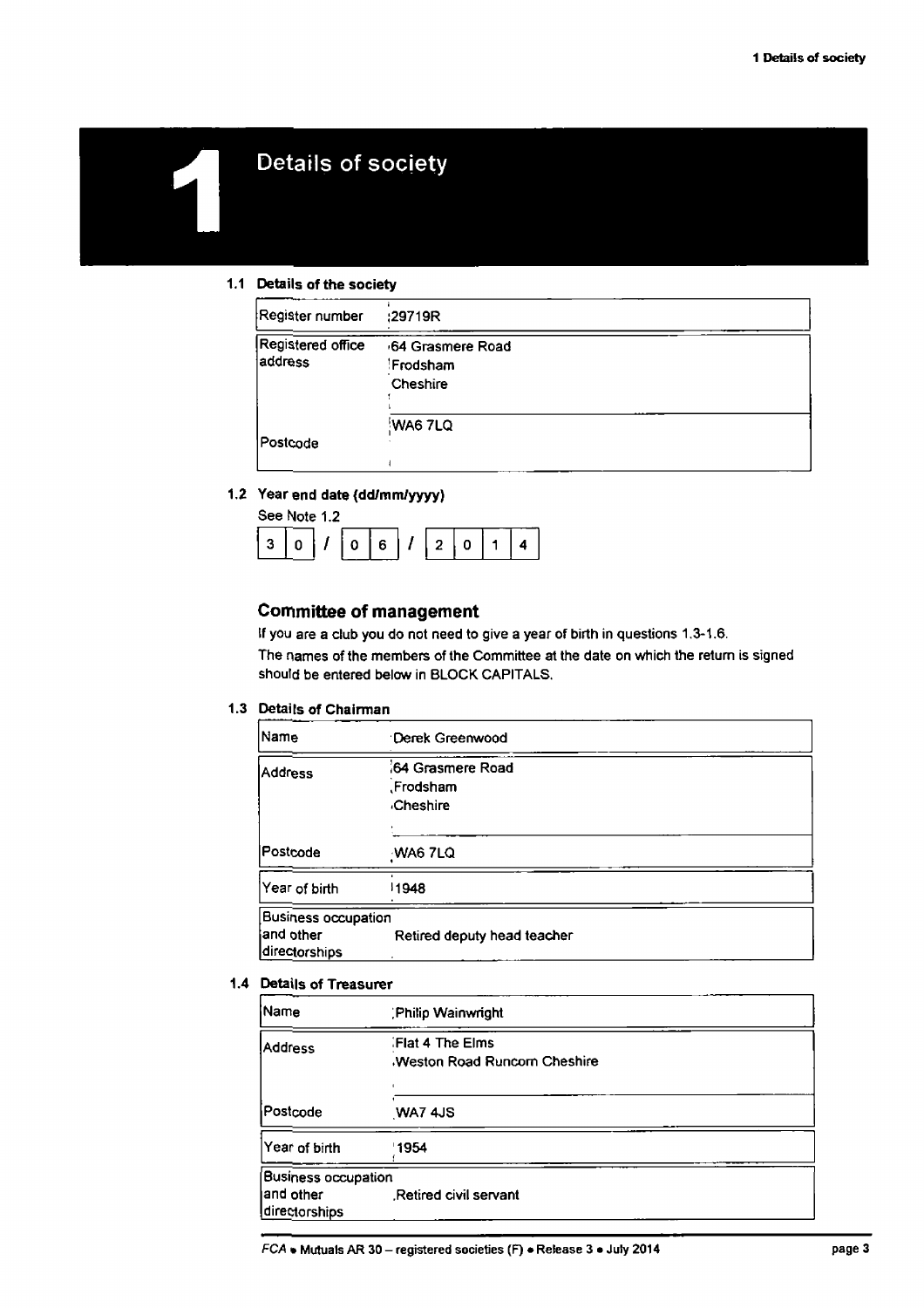# 1 Details of society

### 1.1 Details of the society

| | |
|---|---|
| Register number | 29719R |
| Registered office address | 64 Grasmere Road<br>Frodsham<br>Cheshire |
| Postcode | WA6 7LQ |

### 1.2 Year end date (dd/mm/yyyy)

See Note 1.2

30 / 06 / 2014

## Committee of management

If you are a club you do not need to give a year of birth in questions 1.3-1.6.

The names of the members of the Committee at the date on which the return is signed should be entered below in BLOCK CAPITALS.

### 1.3 Details of Chairman

| | |
|---|---|
| Name | Derek Greenwood |
| Address | 64 Grasmere Road<br>Frodsham<br>Cheshire |
| Postcode | WA6 7LQ |
| Year of birth | 1948 |
| Business occupation and other directorships | Retired deputy head teacher |

### 1.4 Details of Treasurer

| | |
|---|---|
| Name | Philip Wainwright |
| Address | Flat 4 The Elms<br>Weston Road Runcorn Cheshire |
| Postcode | WA7 4JS |
| Year of birth | 1954 |
| Business occupation and other directorships | Retired civil servant |

*FCA • Mutuals AR 30 – registered societies (F) • Release 3 • July 2014*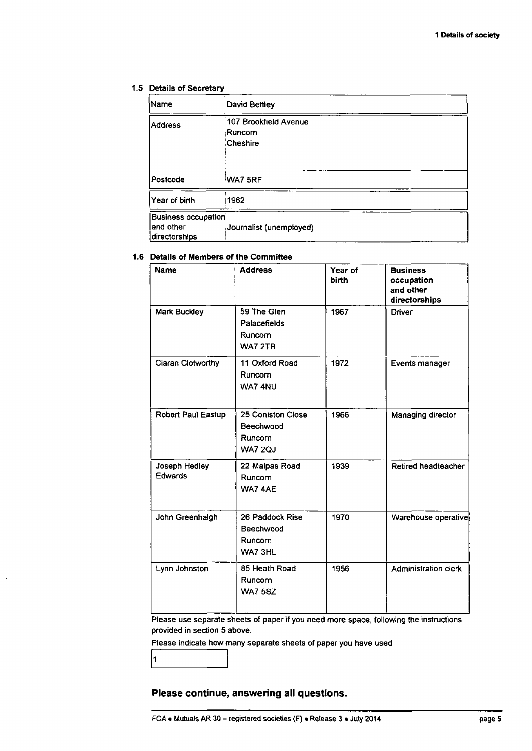### 1.5 Details of Secretary

| | |
|---|---|
| Name | David Bettley |
| Address | 107 Brookfield Avenue<br>Runcorn<br>Cheshire |
| Postcode | WA7 5RF |
| Year of birth | 1962 |
| Business occupation and other directorships | Journalist (unemployed) |

### 1.6 Details of Members of the Committee

| Name | Address | Year of birth | Business occupation and other directorships |
|---|---|---|---|
| Mark Buckley | 59 The Glen<br>Palacefields<br>Runcorn<br>WA7 2TB | 1967 | Driver |
| Ciaran Clotworthy | 11 Oxford Road<br>Runcorn<br>WA7 4NU | 1972 | Events manager |
| Robert Paul Eastup | 25 Coniston Close<br>Beechwood<br>Runcorn<br>WA7 2QJ | 1966 | Managing director |
| Joseph Hedley Edwards | 22 Malpas Road<br>Runcorn<br>WA7 4AE | 1939 | Retired headteacher |
| John Greenhalgh | 26 Paddock Rise<br>Beechwood<br>Runcorn<br>WA7 3HL | 1970 | Warehouse operative |
| Lynn Johnston | 85 Heath Road<br>Runcorn<br>WA7 5SZ | 1956 | Administration clerk |

Please use separate sheets of paper if you need more space, following the instructions provided in section 5 above.

Please indicate how many separate sheets of paper you have used

1

**Please continue, answering all questions.**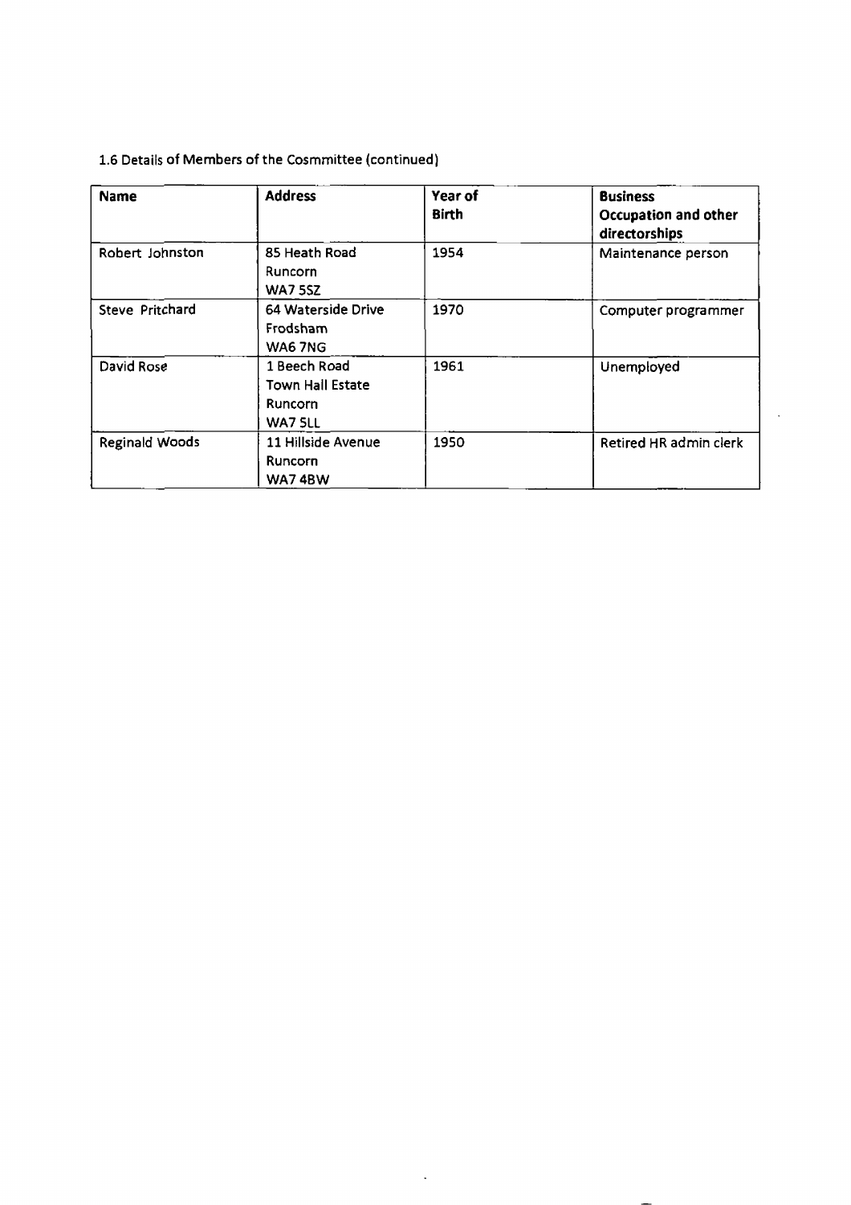1.6 Details of Members of the Cosmmittee (continued)

| Name | Address | Year of Birth | Business Occupation and other directorships |
|---|---|---|---|
| Robert Johnston | 85 Heath Road<br>Runcorn<br>WA7 5SZ | 1954 | Maintenance person |
| Steve Pritchard | 64 Waterside Drive<br>Frodsham<br>WA6 7NG | 1970 | Computer programmer |
| David Rose | 1 Beech Road<br>Town Hall Estate<br>Runcorn<br>WA7 5LL | 1961 | Unemployed |
| Reginald Woods | 11 Hillside Avenue<br>Runcorn<br>WA7 4BW | 1950 | Retired HR admin clerk |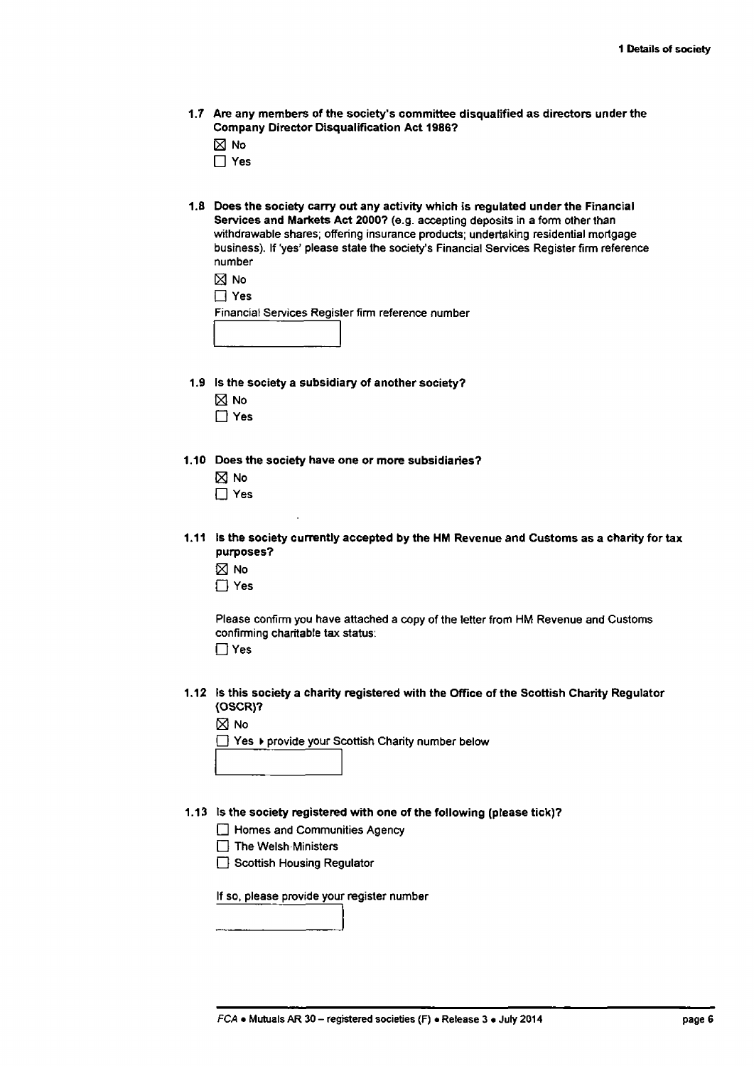**1.7 Are any members of the society's committee disqualified as directors under the Company Director Disqualification Act 1986?**

☒ No

☐ Yes

**1.8 Does the society carry out any activity which is regulated under the Financial Services and Markets Act 2000?** (e.g. accepting deposits in a form other than withdrawable shares; offering insurance products; undertaking residential mortgage business). If 'yes' please state the society's Financial Services Register firm reference number

☒ No

☐ Yes

Financial Services Register firm reference number

**1.9 Is the society a subsidiary of another society?**

☒ No

☐ Yes

**1.10 Does the society have one or more subsidiaries?**

☒ No

☐ Yes

**1.11 Is the society currently accepted by the HM Revenue and Customs as a charity for tax purposes?**

☒ No

☐ Yes

Please confirm you have attached a copy of the letter from HM Revenue and Customs confirming charitable tax status:

☐ Yes

**1.12 Is this society a charity registered with the Office of the Scottish Charity Regulator (OSCR)?**

☒ No

☐ Yes ▸ provide your Scottish Charity number below

**1.13 Is the society registered with one of the following (please tick)?**

☐ Homes and Communities Agency

☐ The Welsh Ministers

☐ Scottish Housing Regulator

If so, please provide your register number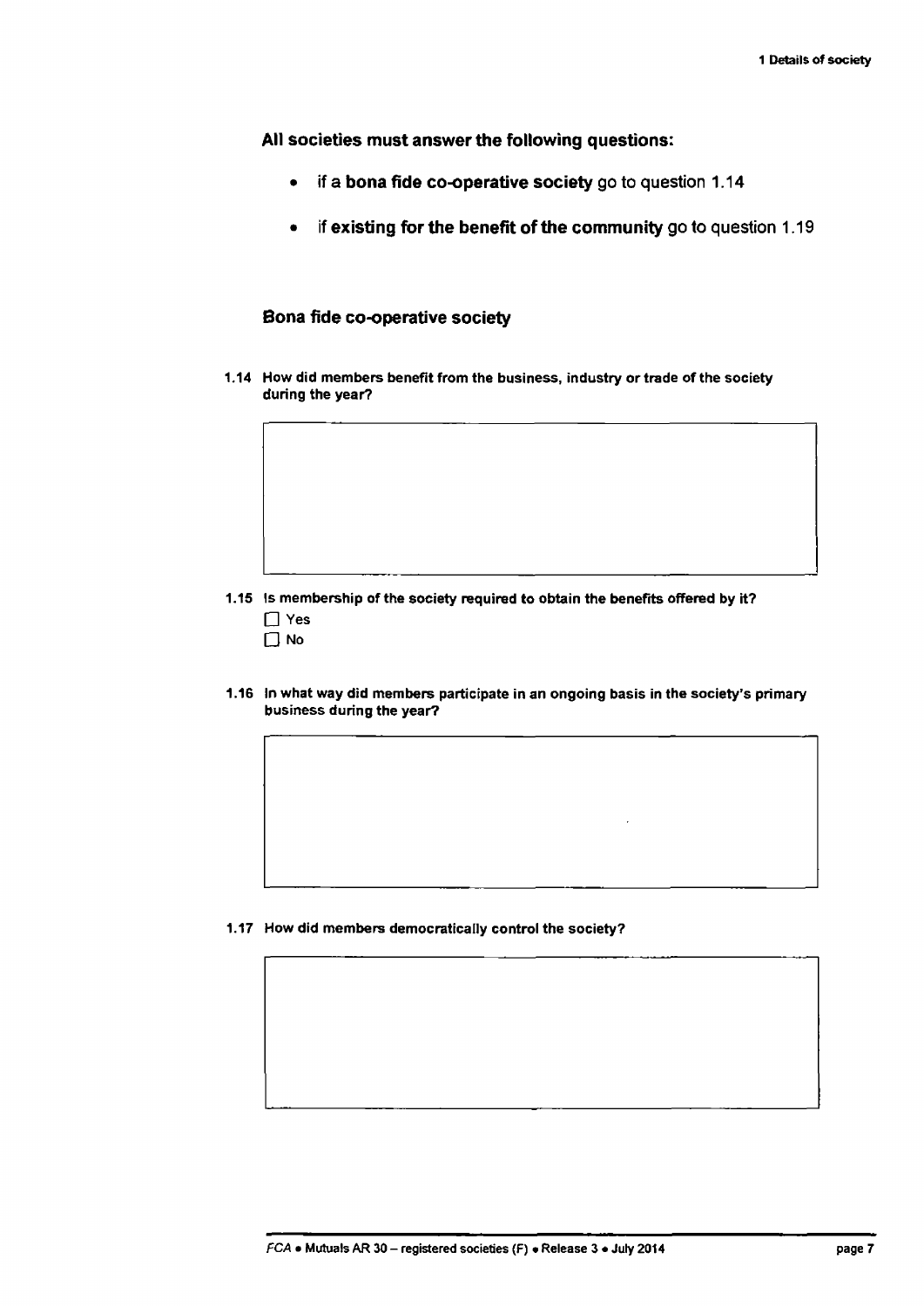**All societies must answer the following questions:**

- if a **bona fide co-operative society** go to question 1.14
- if **existing for the benefit of the community** go to question 1.19

### Bona fide co-operative society

**1.14 How did members benefit from the business, industry or trade of the society during the year?**

**1.15 Is membership of the society required to obtain the benefits offered by it?**

☐ Yes

☐ No

**1.16 In what way did members participate in an ongoing basis in the society's primary business during the year?**

**1.17 How did members democratically control the society?**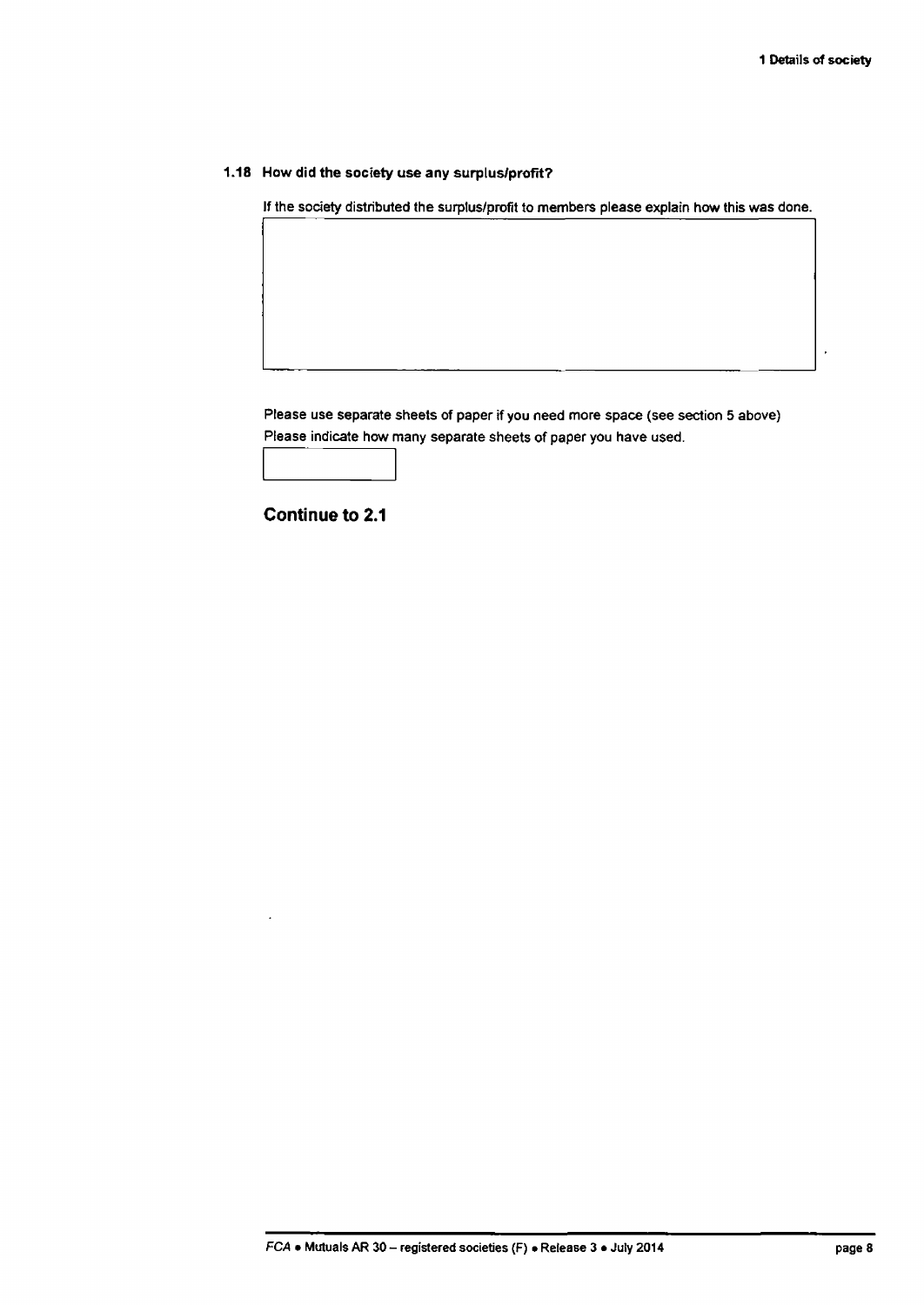### 1.18 How did the society use any surplus/profit?

If the society distributed the surplus/profit to members please explain how this was done.

| |
|---|
| |

Please use separate sheets of paper if you need more space (see section 5 above)

Please indicate how many separate sheets of paper you have used.

| |
|---|
| |

## Continue to 2.1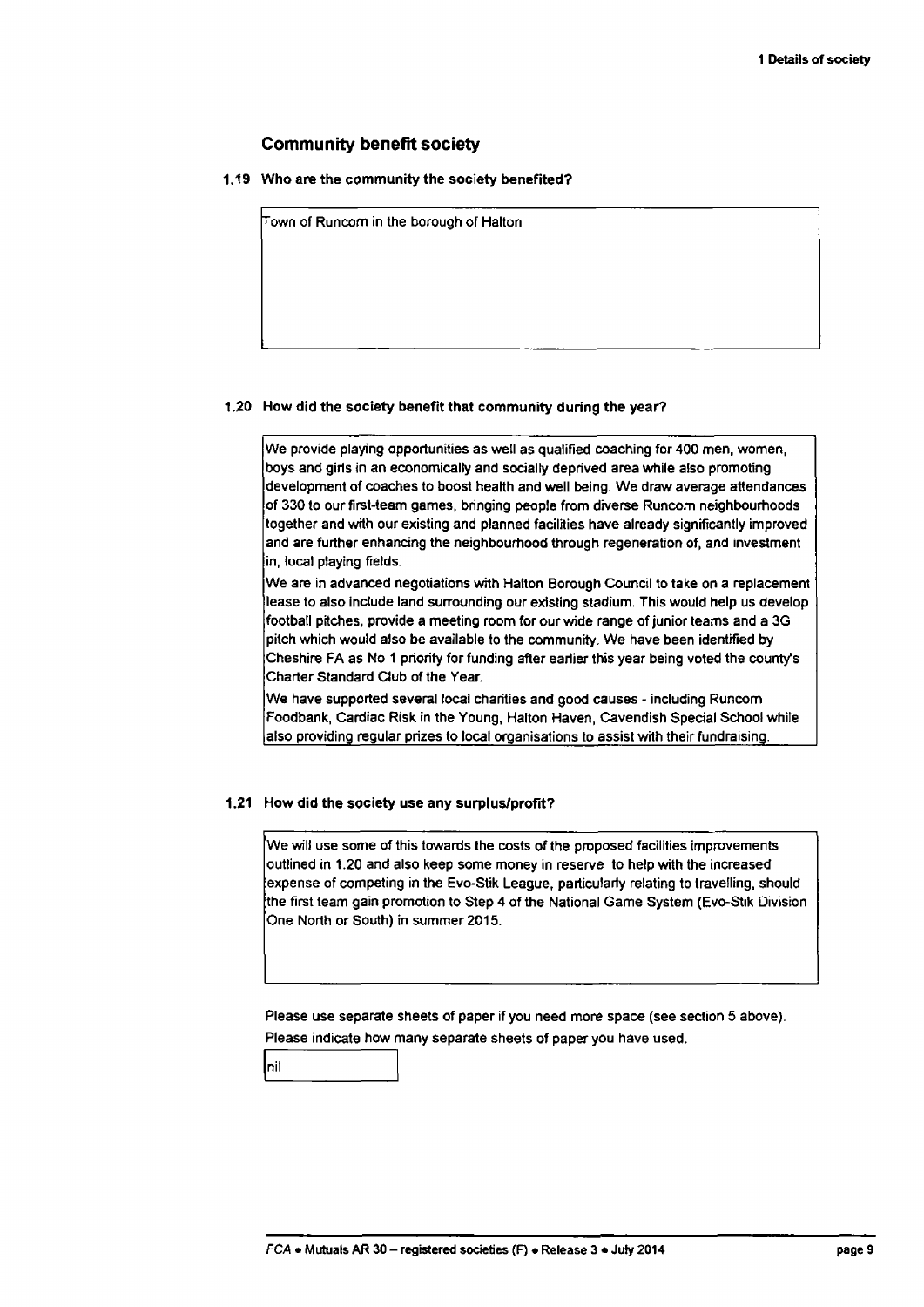## Community benefit society

### 1.19 Who are the community the society benefited?

Town of Runcorn in the borough of Halton

### 1.20 How did the society benefit that community during the year?

We provide playing opportunities as well as qualified coaching for 400 men, women, boys and girls in an economically and socially deprived area while also promoting development of coaches to boost health and well being. We draw average attendances of 330 to our first-team games, bringing people from diverse Runcorn neighbourhoods together and with our existing and planned facilities have already significantly improved and are further enhancing the neighbourhood through regeneration of, and investment in, local playing fields.

We are in advanced negotiations with Halton Borough Council to take on a replacement lease to also include land surrounding our existing stadium. This would help us develop football pitches, provide a meeting room for our wide range of junior teams and a 3G pitch which would also be available to the community. We have been identified by Cheshire FA as No 1 priority for funding after earlier this year being voted the county's Charter Standard Club of the Year.

We have supported several local charities and good causes - including Runcorn Foodbank, Cardiac Risk in the Young, Halton Haven, Cavendish Special School while also providing regular prizes to local organisations to assist with their fundraising.

### 1.21 How did the society use any surplus/profit?

We will use some of this towards the costs of the proposed facilities improvements outlined in 1.20 and also keep some money in reserve to help with the increased expense of competing in the Evo-Stik League, particularly relating to travelling, should the first team gain promotion to Step 4 of the National Game System (Evo-Stik Division One North or South) in summer 2015.

Please use separate sheets of paper if you need more space (see section 5 above).
Please indicate how many separate sheets of paper you have used.

nil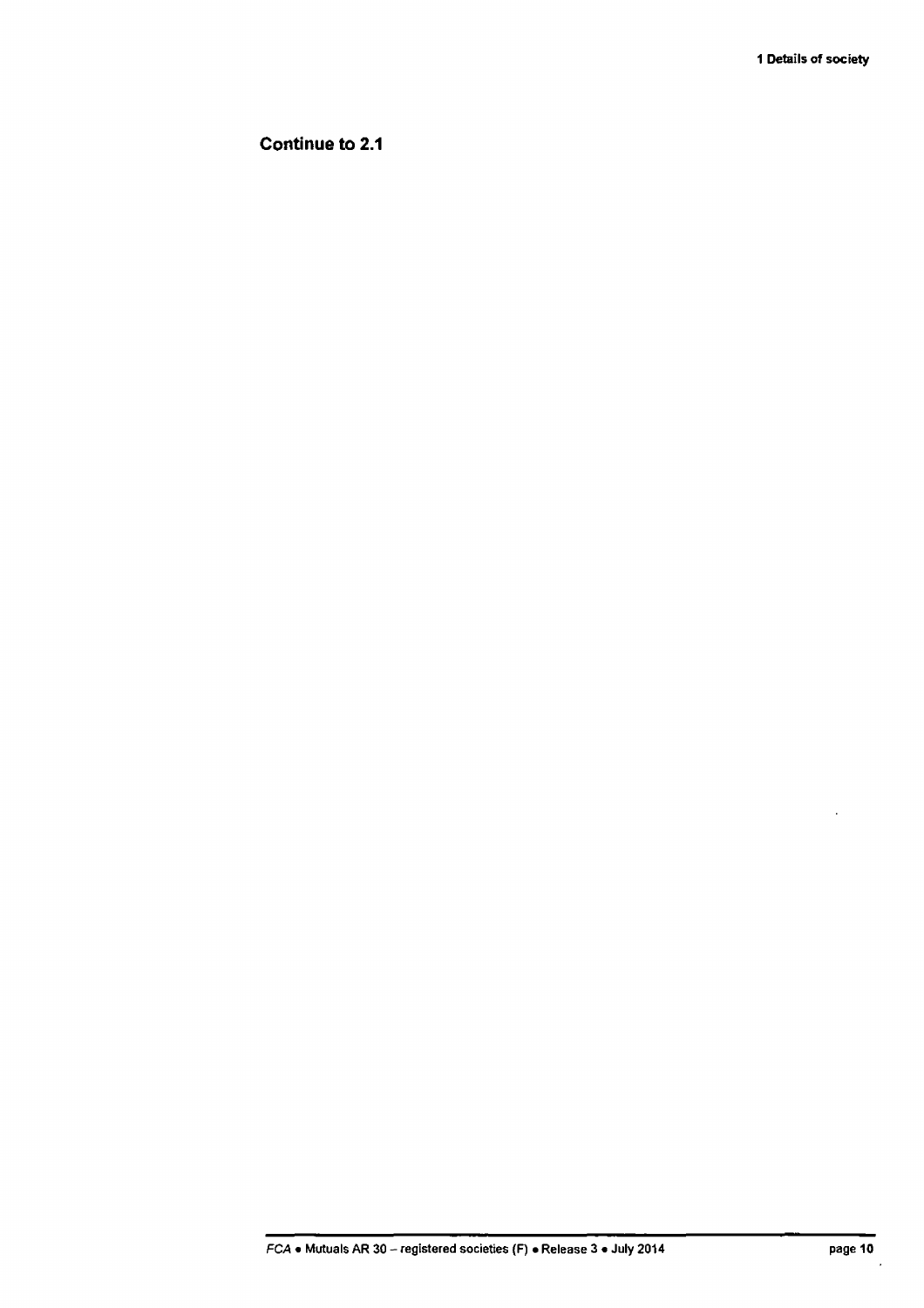**Continue to 2.1**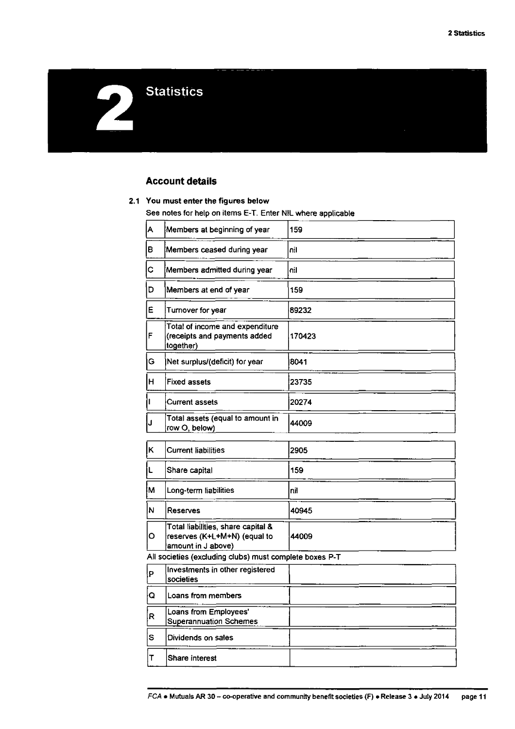# 2 Statistics

## Account details

### 2.1 You must enter the figures below

See notes for help on items E-T. Enter NIL where applicable

| | | |
|---|---|---|
| A | Members at beginning of year | 159 |
| B | Members ceased during year | nil |
| C | Members admitted during year | nil |
| D | Members at end of year | 159 |
| E | Turnover for year | 89232 |
| F | Total of income and expenditure (receipts and payments added together) | 170423 |
| G | Net surplus/(deficit) for year | 8041 |
| H | Fixed assets | 23735 |
| I | Current assets | 20274 |
| J | Total assets (equal to amount in row O, below) | 44009 |
| K | Current liabilities | 2905 |
| L | Share capital | 159 |
| M | Long-term liabilities | nil |
| N | Reserves | 40945 |
| O | Total liabilities, share capital & reserves (K+L+M+N) (equal to amount in J above) | 44009 |

All societies (excluding clubs) must complete boxes P-T

| | | |
|---|---|---|
| P | Investments in other registered societies | |
| Q | Loans from members | |
| R | Loans from Employees' Superannuation Schemes | |
| S | Dividends on sales | |
| T | Share interest | |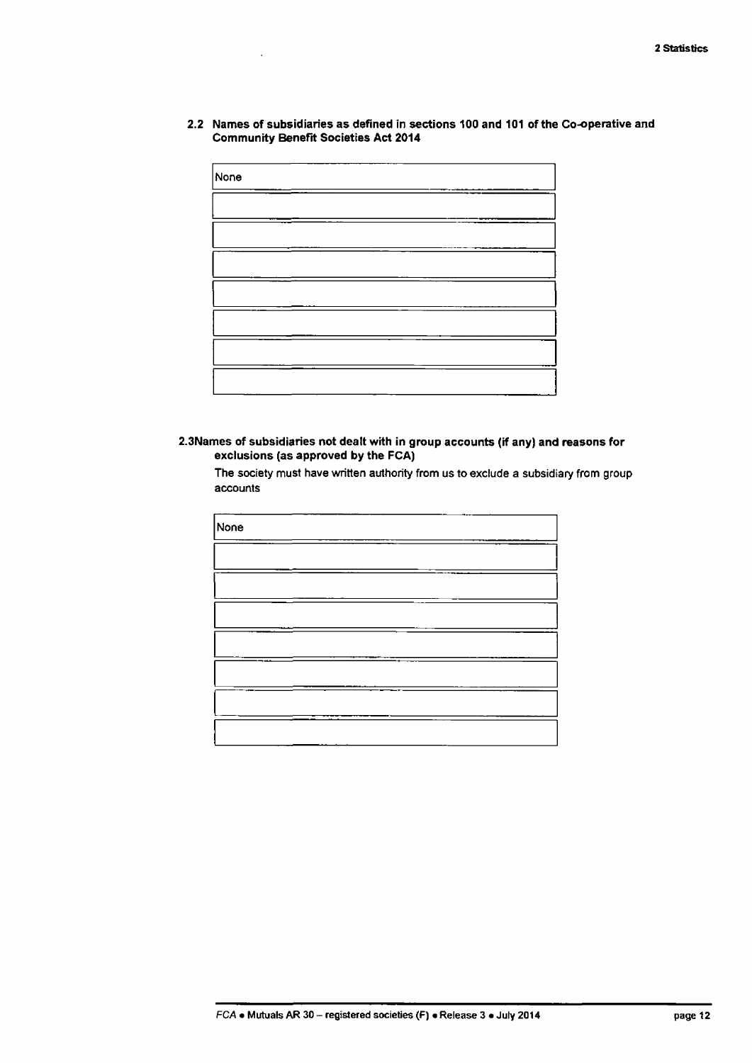### 2.2 Names of subsidiaries as defined in sections 100 and 101 of the Co-operative and Community Benefit Societies Act 2014

| None |
|---|
| |
| |
| |
| |
| |
| |
| |

### 2.3 Names of subsidiaries not dealt with in group accounts (if any) and reasons for exclusions (as approved by the FCA)

The society must have written authority from us to exclude a subsidiary from group accounts

| None |
|---|
| |
| |
| |
| |
| |
| |
| |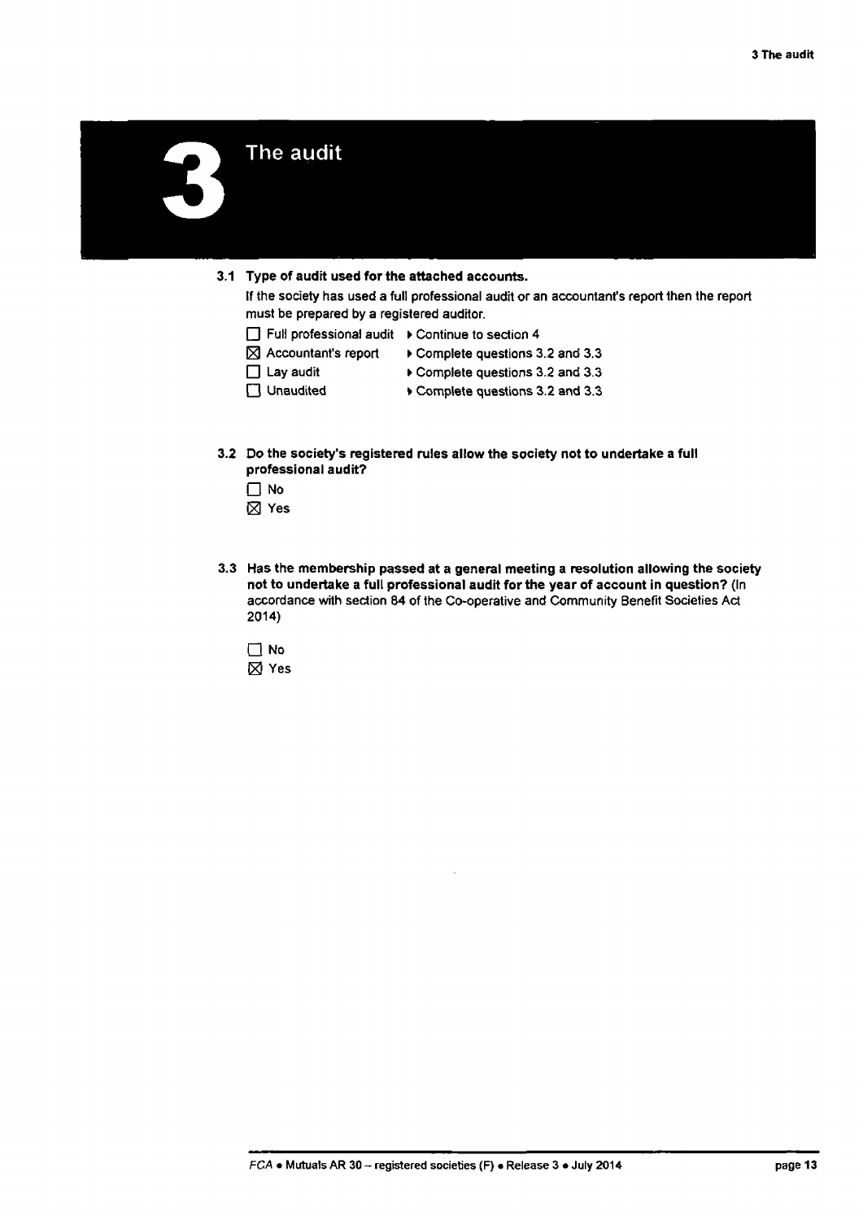# 3 The audit

**3.1 Type of audit used for the attached accounts.**

If the society has used a full professional audit or an accountant's report then the report must be prepared by a registered auditor.

- ☐ Full professional audit ▸ Continue to section 4
- ☒ Accountant's report ▸ Complete questions 3.2 and 3.3
- ☐ Lay audit ▸ Complete questions 3.2 and 3.3
- ☐ Unaudited ▸ Complete questions 3.2 and 3.3

**3.2 Do the society's registered rules allow the society not to undertake a full professional audit?**

- ☐ No
- ☒ Yes

**3.3 Has the membership passed at a general meeting a resolution allowing the society not to undertake a full professional audit for the year of account in question?** (In accordance with section 84 of the Co-operative and Community Benefit Societies Act 2014)

- ☐ No
- ☒ Yes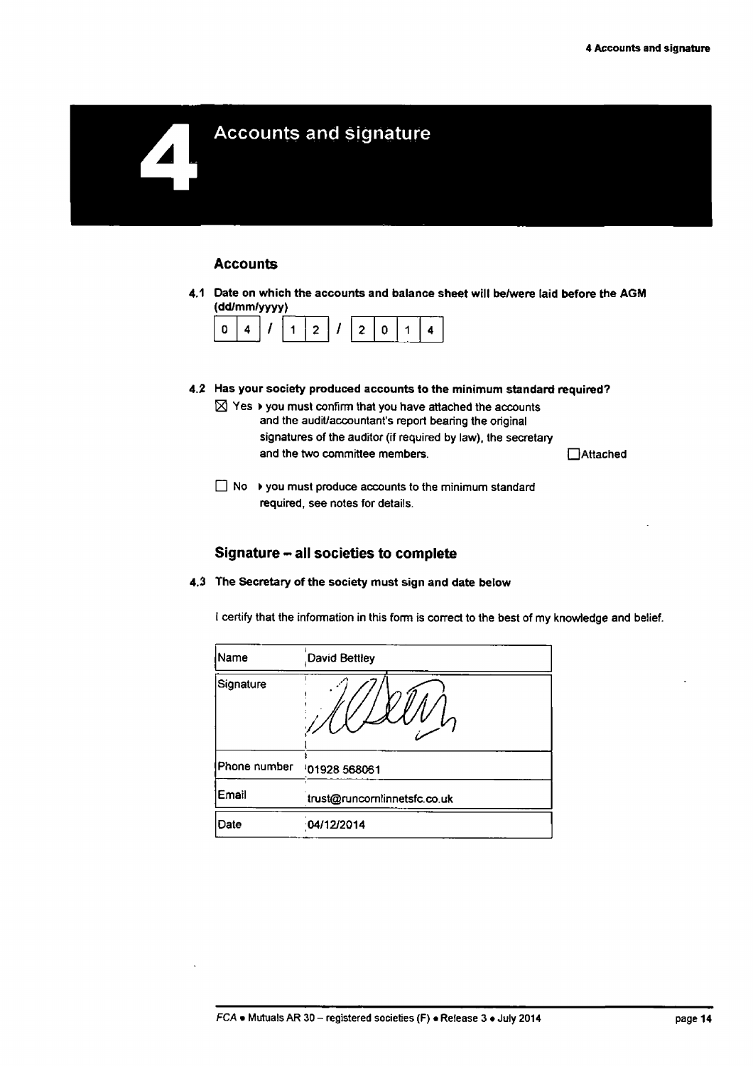# 4 Accounts and signature

## Accounts

**4.1 Date on which the accounts and balance sheet will be/were laid before the AGM (dd/mm/yyyy)**

04 / 12 / 2014

**4.2 Has your society produced accounts to the minimum standard required?**

☒ Yes ▸ you must confirm that you have attached the accounts and the audit/accountant's report bearing the original signatures of the auditor (if required by law), the secretary and the two committee members. ☐ Attached

☐ No ▸ you must produce accounts to the minimum standard required, see notes for details.

## Signature – all societies to complete

**4.3 The Secretary of the society must sign and date below**

I certify that the information in this form is correct to the best of my knowledge and belief.

| Name | David Bettley |
|---|---|
| Signature | [signature] |
| Phone number | 01928 568061 |
| Email | trust@runcornlinnetsfc.co.uk |
| Date | 04/12/2014 |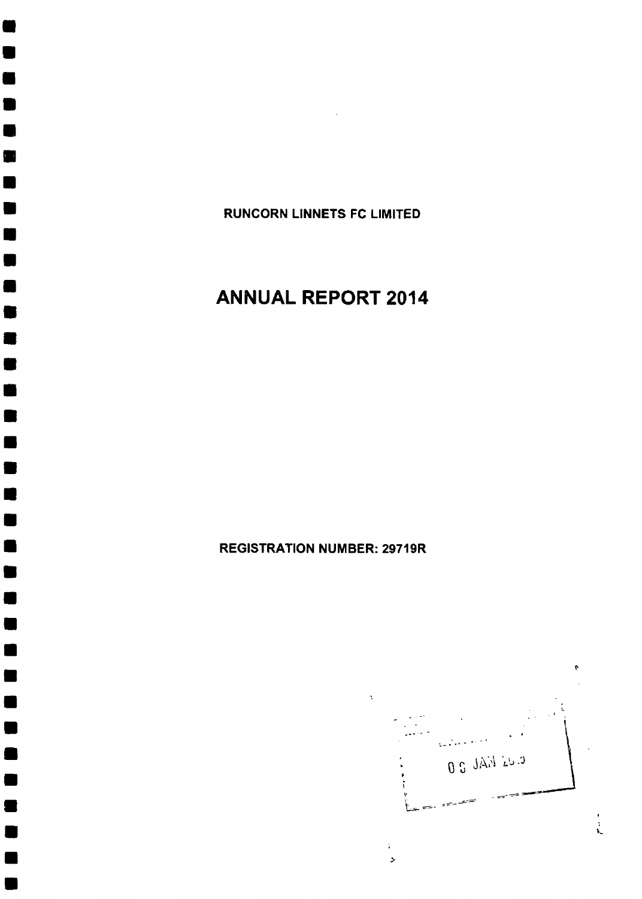RUNCORN LINNETS FC LIMITED

# ANNUAL REPORT 2014

REGISTRATION NUMBER: 29719R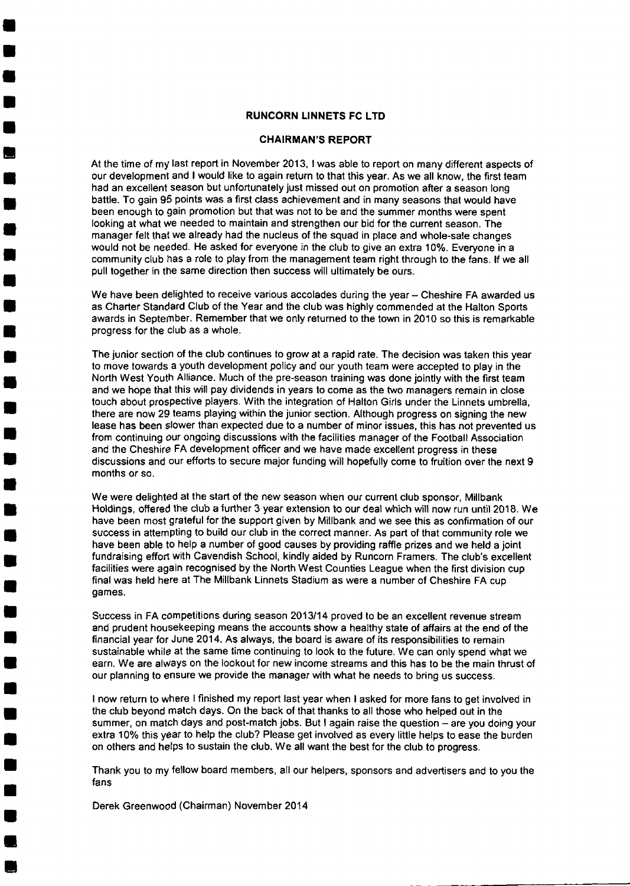**RUNCORN LINNETS FC LTD**

**CHAIRMAN'S REPORT**

At the time of my last report in November 2013, I was able to report on many different aspects of our development and I would like to again return to that this year. As we all know, the first team had an excellent season but unfortunately just missed out on promotion after a season long battle. To gain 95 points was a first class achievement and in many seasons that would have been enough to gain promotion but that was not to be and the summer months were spent looking at what we needed to maintain and strengthen our bid for the current season. The manager felt that we already had the nucleus of the squad in place and whole-sale changes would not be needed. He asked for everyone in the club to give an extra 10%. Everyone in a community club has a role to play from the management team right through to the fans. If we all pull together in the same direction then success will ultimately be ours.

We have been delighted to receive various accolades during the year – Cheshire FA awarded us as Charter Standard Club of the Year and the club was highly commended at the Halton Sports awards in September. Remember that we only returned to the town in 2010 so this is remarkable progress for the club as a whole.

The junior section of the club continues to grow at a rapid rate. The decision was taken this year to move towards a youth development policy and our youth team were accepted to play in the North West Youth Alliance. Much of the pre-season training was done jointly with the first team and we hope that this will pay dividends in years to come as the two managers remain in close touch about prospective players. With the integration of Halton Girls under the Linnets umbrella, there are now 29 teams playing within the junior section. Although progress on signing the new lease has been slower than expected due to a number of minor issues, this has not prevented us from continuing our ongoing discussions with the facilities manager of the Football Association and the Cheshire FA development officer and we have made excellent progress in these discussions and our efforts to secure major funding will hopefully come to fruition over the next 9 months or so.

We were delighted at the start of the new season when our current club sponsor, Millbank Holdings, offered the club a further 3 year extension to our deal which will now run until 2018. We have been most grateful for the support given by Millbank and we see this as confirmation of our success in attempting to build our club in the correct manner. As part of that community role we have been able to help a number of good causes by providing raffle prizes and we held a joint fundraising effort with Cavendish School, kindly aided by Runcorn Framers. The club's excellent facilities were again recognised by the North West Counties League when the first division cup final was held here at The Millbank Linnets Stadium as were a number of Cheshire FA cup games.

Success in FA competitions during season 2013/14 proved to be an excellent revenue stream and prudent housekeeping means the accounts show a healthy state of affairs at the end of the financial year for June 2014. As always, the board is aware of its responsibilities to remain sustainable while at the same time continuing to look to the future. We can only spend what we earn. We are always on the lookout for new income streams and this has to be the main thrust of our planning to ensure we provide the manager with what he needs to bring us success.

I now return to where I finished my report last year when I asked for more fans to get involved in the club beyond match days. On the back of that thanks to all those who helped out in the summer, on match days and post-match jobs. But I again raise the question – are you doing your extra 10% this year to help the club? Please get involved as every little helps to ease the burden on others and helps to sustain the club. We all want the best for the club to progress.

Thank you to my fellow board members, all our helpers, sponsors and advertisers and to you the fans

Derek Greenwood (Chairman) November 2014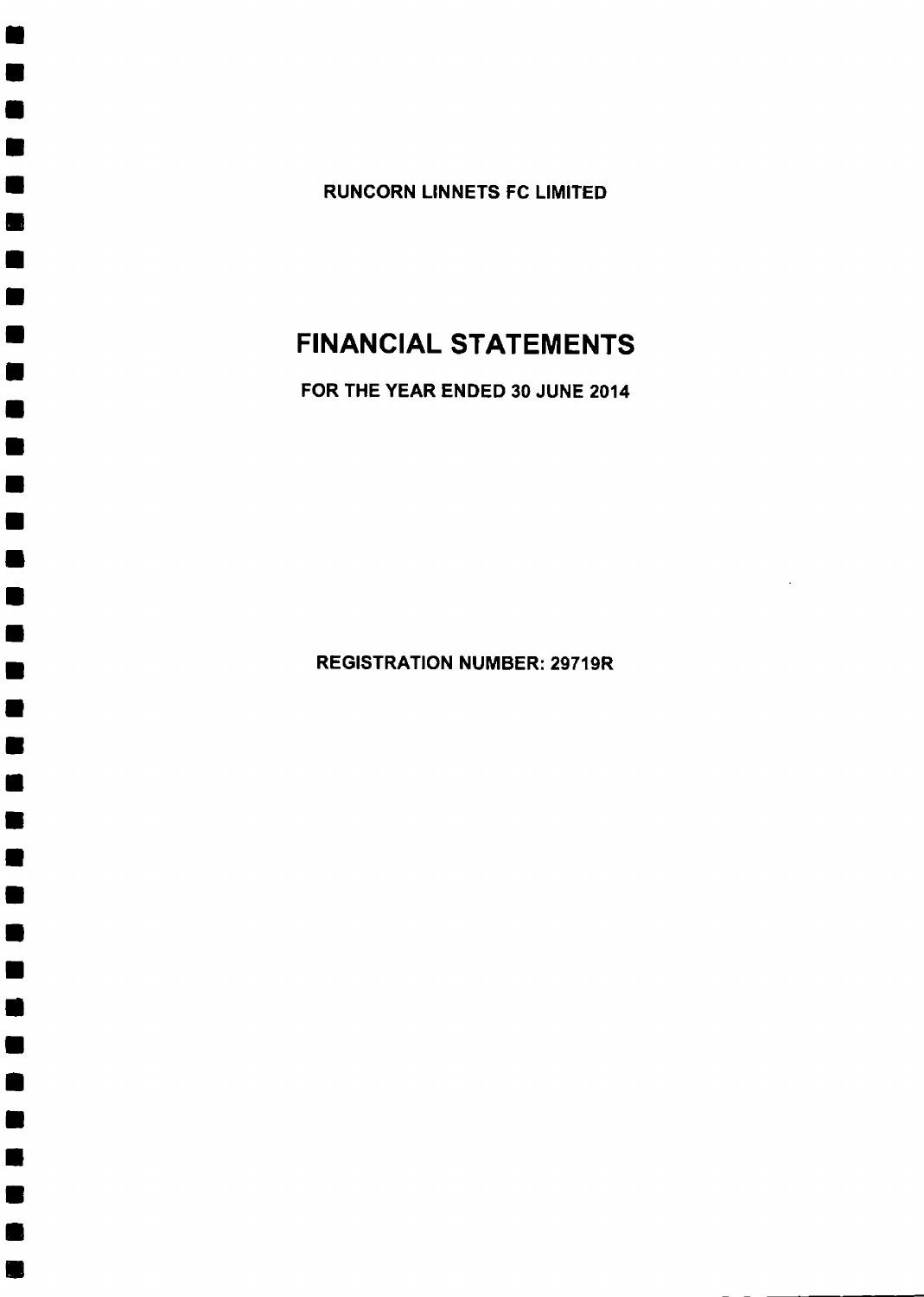RUNCORN LINNETS FC LIMITED

# FINANCIAL STATEMENTS

FOR THE YEAR ENDED 30 JUNE 2014

REGISTRATION NUMBER: 29719R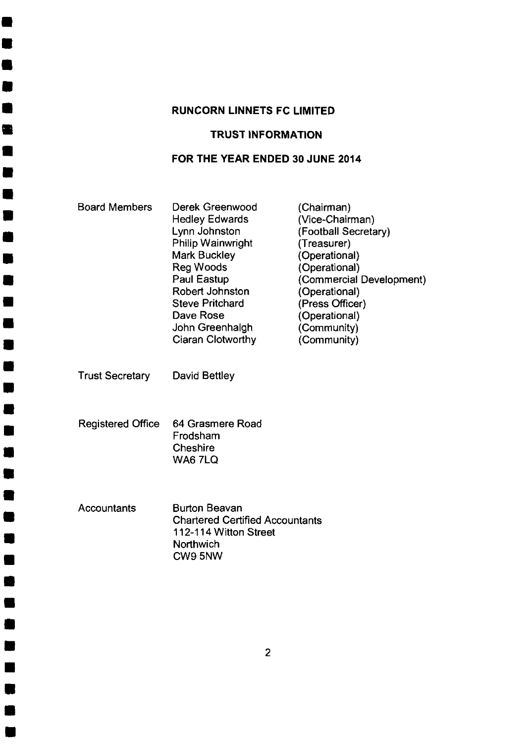# RUNCORN LINNETS FC LIMITED

## TRUST INFORMATION

## FOR THE YEAR ENDED 30 JUNE 2014

| | | |
|---|---|---|
| Board Members | Derek Greenwood | (Chairman) |
| | Hedley Edwards | (Vice-Chairman) |
| | Lynn Johnston | (Football Secretary) |
| | Philip Wainwright | (Treasurer) |
| | Mark Buckley | (Operational) |
| | Reg Woods | (Operational) |
| | Paul Eastup | (Commercial Development) |
| | Robert Johnston | (Operational) |
| | Steve Pritchard | (Press Officer) |
| | Dave Rose | (Operational) |
| | John Greenhalgh | (Community) |
| | Ciaran Clotworthy | (Community) |

Trust Secretary: David Bettley

Registered Office:
64 Grasmere Road
Frodsham
Cheshire
WA6 7LQ

Accountants:
Burton Beavan
Chartered Certified Accountants
112-114 Witton Street
Northwich
CW9 5NW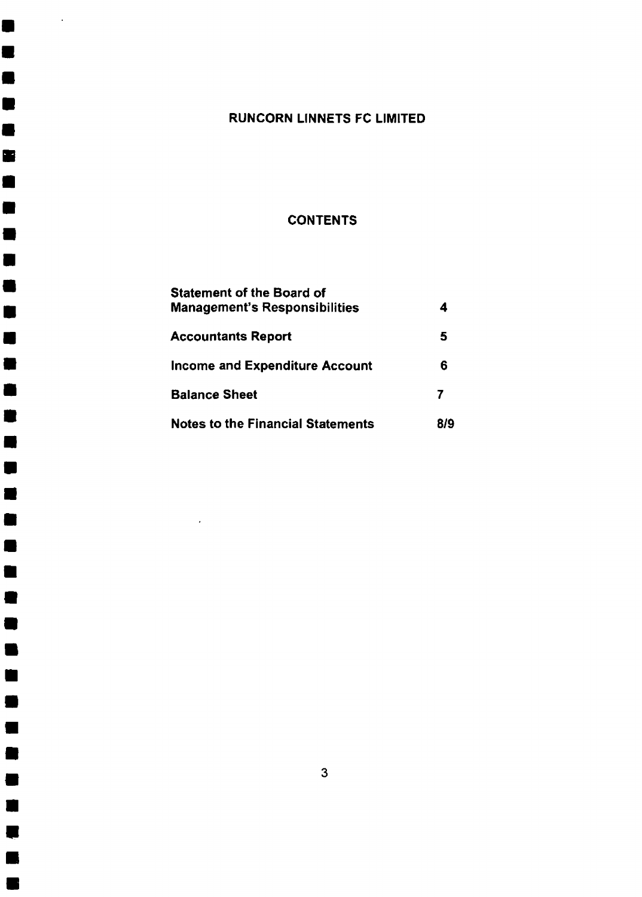# RUNCORN LINNETS FC LIMITED

## CONTENTS

| | |
|---|---|
| **Statement of the Board of Management's Responsibilities** | **4** |
| **Accountants Report** | **5** |
| **Income and Expenditure Account** | **6** |
| **Balance Sheet** | **7** |
| **Notes to the Financial Statements** | **8/9** |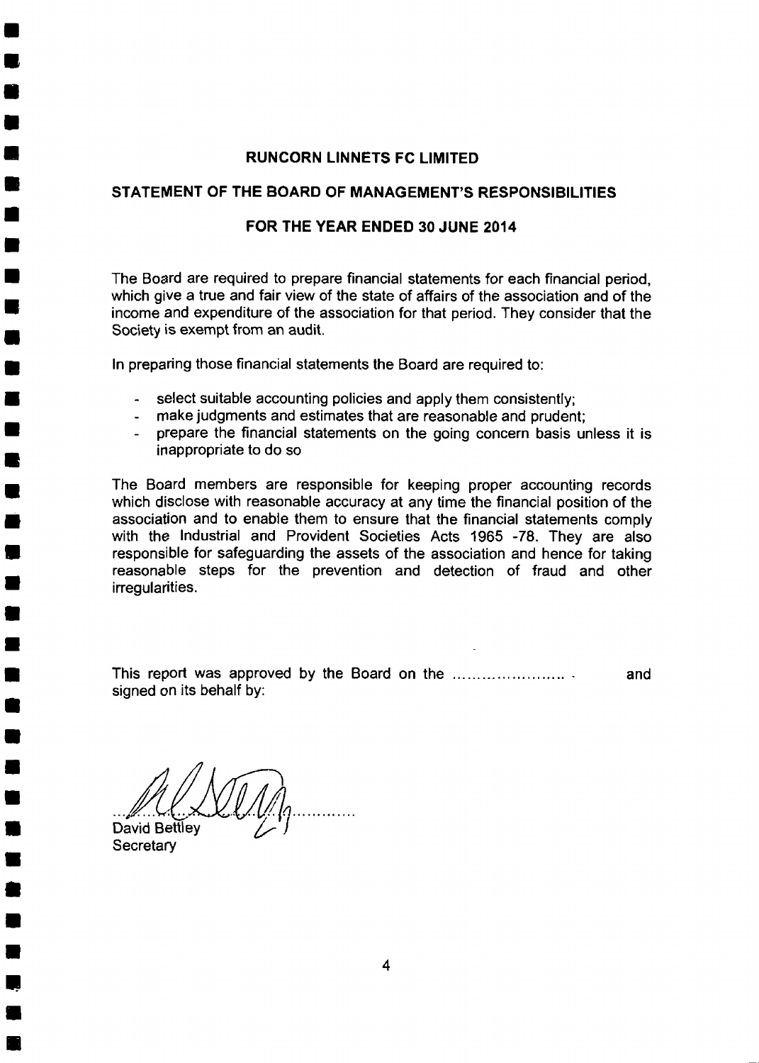# RUNCORN LINNETS FC LIMITED

## STATEMENT OF THE BOARD OF MANAGEMENT'S RESPONSIBILITIES

## FOR THE YEAR ENDED 30 JUNE 2014

The Board are required to prepare financial statements for each financial period, which give a true and fair view of the state of affairs of the association and of the income and expenditure of the association for that period. They consider that the Society is exempt from an audit.

In preparing those financial statements the Board are required to:

- select suitable accounting policies and apply them consistently;
- make judgments and estimates that are reasonable and prudent;
- prepare the financial statements on the going concern basis unless it is inappropriate to do so

The Board members are responsible for keeping proper accounting records which disclose with reasonable accuracy at any time the financial position of the association and to enable them to ensure that the financial statements comply with the Industrial and Provident Societies Acts 1965 -78. They are also responsible for safeguarding the assets of the association and hence for taking reasonable steps for the prevention and detection of fraud and other irregularities.

This report was approved by the Board on the ....................... and signed on its behalf by:

.............................................

David Bettley
Secretary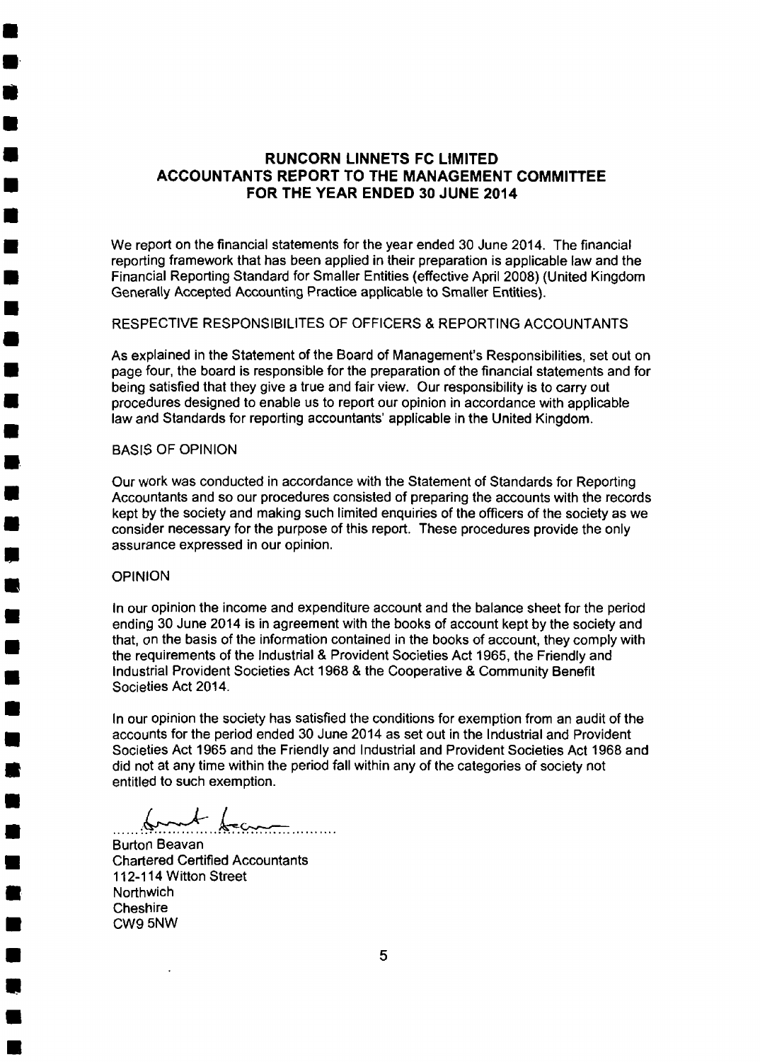# RUNCORN LINNETS FC LIMITED
## ACCOUNTANTS REPORT TO THE MANAGEMENT COMMITTEE
## FOR THE YEAR ENDED 30 JUNE 2014

We report on the financial statements for the year ended 30 June 2014. The financial reporting framework that has been applied in their preparation is applicable law and the Financial Reporting Standard for Smaller Entities (effective April 2008) (United Kingdom Generally Accepted Accounting Practice applicable to Smaller Entities).

RESPECTIVE RESPONSIBILITES OF OFFICERS & REPORTING ACCOUNTANTS

As explained in the Statement of the Board of Management's Responsibilities, set out on page four, the board is responsible for the preparation of the financial statements and for being satisfied that they give a true and fair view. Our responsibility is to carry out procedures designed to enable us to report our opinion in accordance with applicable law and Standards for reporting accountants' applicable in the United Kingdom.

BASIS OF OPINION

Our work was conducted in accordance with the Statement of Standards for Reporting Accountants and so our procedures consisted of preparing the accounts with the records kept by the society and making such limited enquiries of the officers of the society as we consider necessary for the purpose of this report. These procedures provide the only assurance expressed in our opinion.

OPINION

In our opinion the income and expenditure account and the balance sheet for the period ending 30 June 2014 is in agreement with the books of account kept by the society and that, on the basis of the information contained in the books of account, they comply with the requirements of the Industrial & Provident Societies Act 1965, the Friendly and Industrial Provident Societies Act 1968 & the Cooperative & Community Benefit Societies Act 2014.

In our opinion the society has satisfied the conditions for exemption from an audit of the accounts for the period ended 30 June 2014 as set out in the Industrial and Provident Societies Act 1965 and the Friendly and Industrial and Provident Societies Act 1968 and did not at any time within the period fall within any of the categories of society not entitled to such exemption.

Burton Beavan
Chartered Certified Accountants
112-114 Witton Street
Northwich
Cheshire
CW9 5NW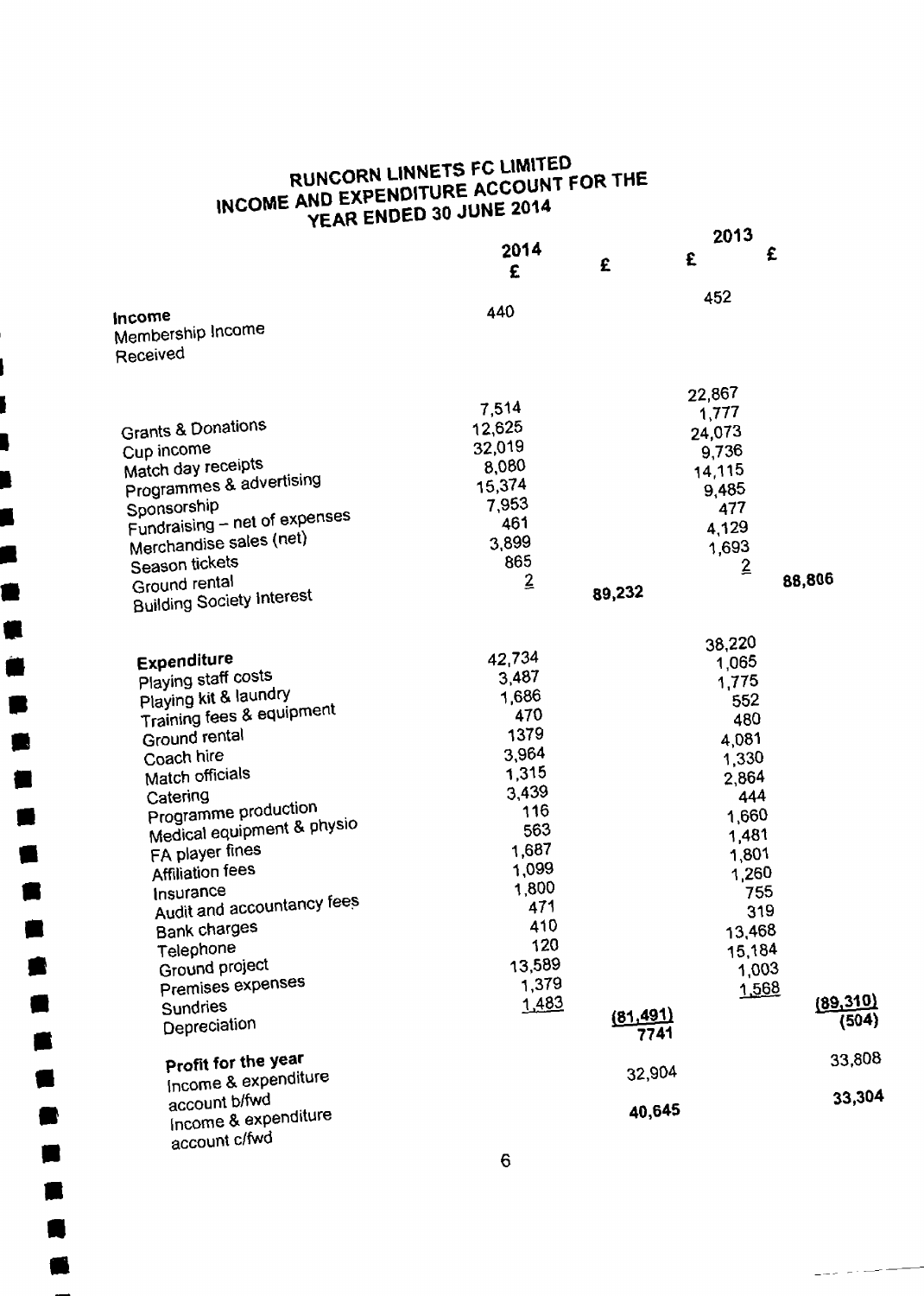# RUNCORN LINNETS FC LIMITED
## INCOME AND EXPENDITURE ACCOUNT FOR THE YEAR ENDED 30 JUNE 2014

| | 2014 £ | £ | 2013 £ | £ |
|---|---|---|---|---|
| **Income** | | | | |
| Membership Income Received | 440 | | 452 | |
| Grants & Donations | 7,514 | | 22,867 | |
| Cup income | 12,625 | | 1,777 | |
| Match day receipts | 32,019 | | 24,073 | |
| Programmes & advertising | 8,080 | | 9,736 | |
| Sponsorship | 15,374 | | 14,115 | |
| Fundraising – net of expenses | 7,953 | | 9,485 | |
| Merchandise sales (net) | 461 | | 477 | |
| Season tickets | 3,899 | | 4,129 | |
| Ground rental | 865 | | 1,693 | |
| Building Society Interest | 2 | 89,232 | 2 | 88,806 |
| **Expenditure** | | | | |
| Playing staff costs | 42,734 | | 38,220 | |
| Playing kit & laundry | 3,487 | | 1,065 | |
| Training fees & equipment | 1,686 | | 1,775 | |
| Ground rental | 470 | | 552 | |
| Coach hire | 1379 | | 480 | |
| Match officials | 3,964 | | 4,081 | |
| Catering | 1,315 | | 1,330 | |
| Programme production | 3,439 | | 2,864 | |
| Medical equipment & physio | 116 | | 444 | |
| FA player fines | 563 | | 1,660 | |
| Affiliation fees | 1,687 | | 1,481 | |
| Insurance | 1,099 | | 1,801 | |
| Audit and accountancy fees | 1,800 | | 1,260 | |
| Bank charges | 471 | | 755 | |
| Telephone | 410 | | 319 | |
| Ground project | 120 | | 13,468 | |
| Premises expenses | 13,589 | | 15,184 | |
| Sundries | 1,379 | | 1,003 | |
| Depreciation | 1,483 | (81,491) | 1,568 | (89,310) |
| **Profit for the year** | | 7741 | | (504) |
| Income & expenditure account b/fwd | | 32,904 | | 33,808 |
| Income & expenditure account c/fwd | | 40,645 | | 33,304 |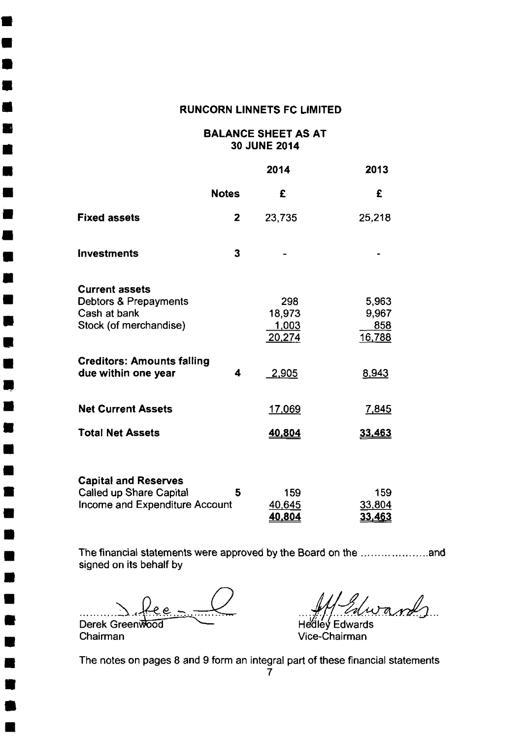# RUNCORN LINNETS FC LIMITED

## BALANCE SHEET AS AT 30 JUNE 2014

| | Notes | 2014 | 2013 |
|---|---|---|---|
| | | £ | £ |
| **Fixed assets** | 2 | 23,735 | 25,218 |
| **Investments** | 3 | - | - |
| **Current assets** | | | |
| Debtors & Prepayments | | 298 | 5,963 |
| Cash at bank | | 18,973 | 9,967 |
| Stock (of merchandise) | | 1,003 | 858 |
| | | 20,274 | 16,788 |
| **Creditors: Amounts falling due within one year** | 4 | 2,905 | 8,943 |
| **Net Current Assets** | | 17,069 | 7,845 |
| **Total Net Assets** | | **40,804** | **33,463** |
| **Capital and Reserves** | | | |
| Called up Share Capital | 5 | 159 | 159 |
| Income and Expenditure Account | | 40,645 | 33,804 |
| | | **40,804** | **33,463** |

The financial statements were approved by the Board on the ....................and signed on its behalf by

Derek Greenwood
Chairman

Hedley Edwards
Vice-Chairman

The notes on pages 8 and 9 form an integral part of these financial statements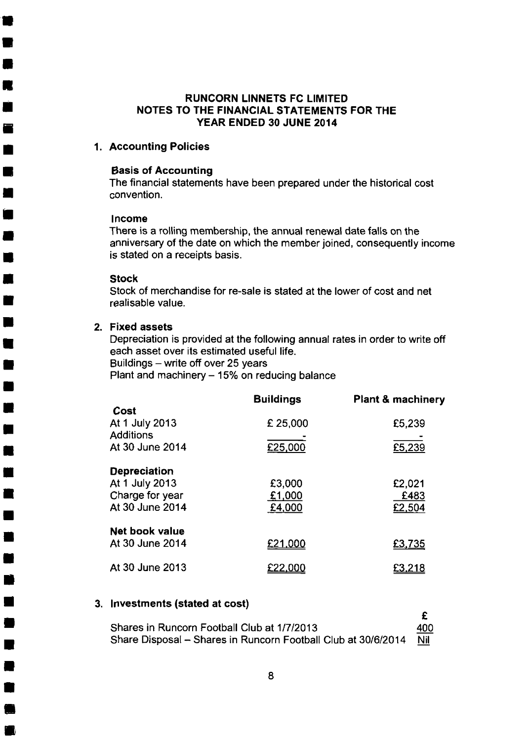# RUNCORN LINNETS FC LIMITED
## NOTES TO THE FINANCIAL STATEMENTS FOR THE YEAR ENDED 30 JUNE 2014

### 1. Accounting Policies

**Basis of Accounting**
The financial statements have been prepared under the historical cost convention.

**Income**
There is a rolling membership, the annual renewal date falls on the anniversary of the date on which the member joined, consequently income is stated on a receipts basis.

**Stock**
Stock of merchandise for re-sale is stated at the lower of cost and net realisable value.

### 2. Fixed assets

Depreciation is provided at the following annual rates in order to write off each asset over its estimated useful life.
Buildings – write off over 25 years
Plant and machinery – 15% on reducing balance

| | Buildings | Plant & machinery |
|---|---|---|
| **Cost** | | |
| At 1 July 2013 | £ 25,000 | £5,239 |
| Additions | - | - |
| At 30 June 2014 | £25,000 | £5,239 |
| **Depreciation** | | |
| At 1 July 2013 | £3,000 | £2,021 |
| Charge for year | £1,000 | £483 |
| At 30 June 2014 | £4,000 | £2,504 |
| **Net book value** | | |
| At 30 June 2014 | £21,000 | £3,735 |
| At 30 June 2013 | £22,000 | £3,218 |

### 3. Investments (stated at cost)

| | £ |
|---|---|
| Shares in Runcorn Football Club at 1/7/2013 | 400 |
| Share Disposal – Shares in Runcorn Football Club at 30/6/2014 | Nil |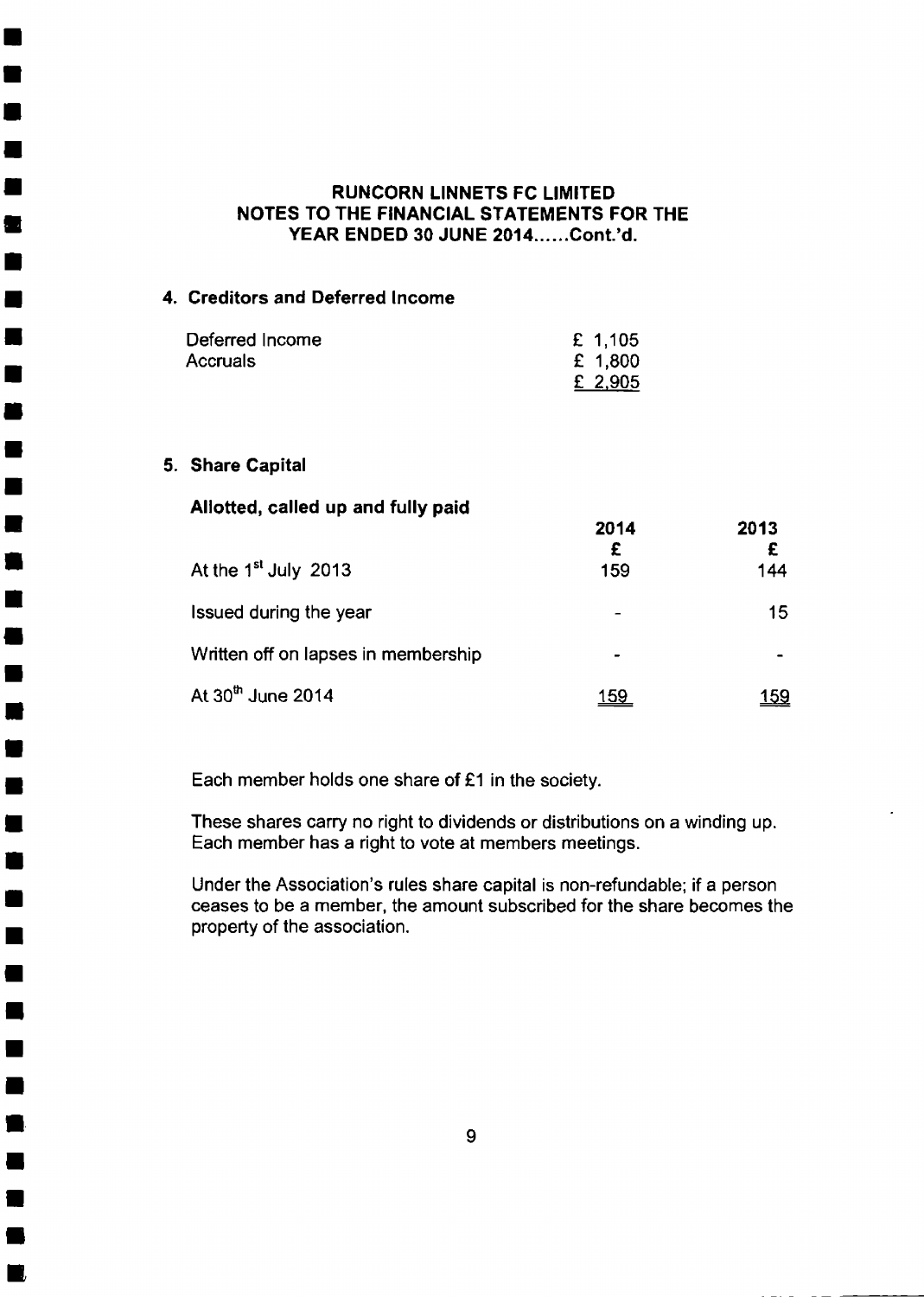# RUNCORN LINNETS FC LIMITED
## NOTES TO THE FINANCIAL STATEMENTS FOR THE YEAR ENDED 30 JUNE 2014......Cont.'d.

### 4. Creditors and Deferred Income

| | |
|---|---|
| Deferred Income | £ 1,105 |
| Accruals | £ 1,800 |
| | £ 2,905 |

### 5. Share Capital

**Allotted, called up and fully paid**

| | 2014 | 2013 |
|---|---|---|
| | £ | £ |
| At the 1st July 2013 | 159 | 144 |
| Issued during the year | - | 15 |
| Written off on lapses in membership | - | - |
| At 30th June 2014 | 159 | 159 |

Each member holds one share of £1 in the society.

These shares carry no right to dividends or distributions on a winding up. Each member has a right to vote at members meetings.

Under the Association's rules share capital is non-refundable; if a person ceases to be a member, the amount subscribed for the share becomes the property of the association.